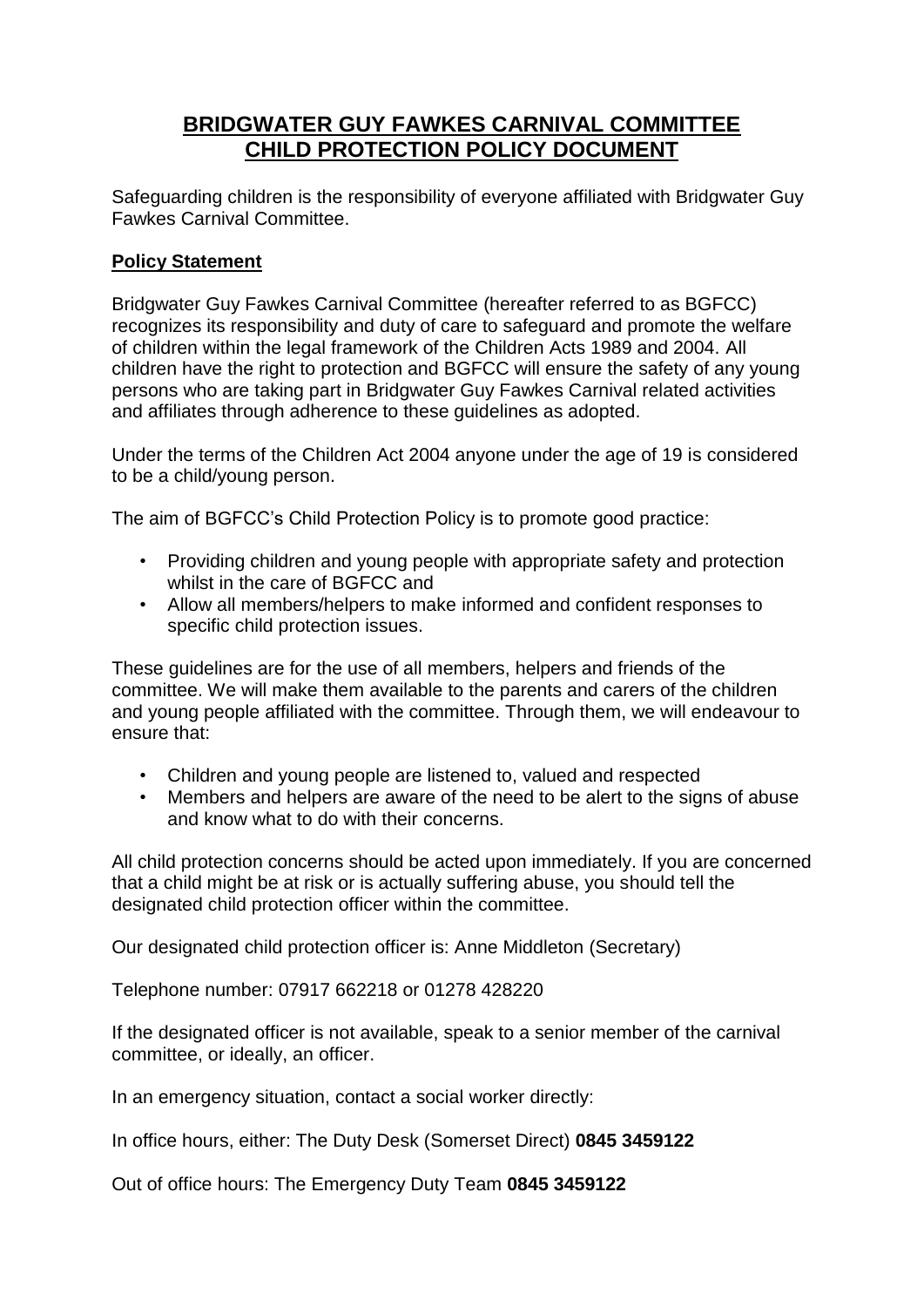# BRIDGWATER GUY FAWKES CARNIVAL COMMITTEE
# CHILD PROTECTION POLICY DOCUMENT

Safeguarding children is the responsibility of everyone affiliated with Bridgwater Guy Fawkes Carnival Committee.

## Policy Statement

Bridgwater Guy Fawkes Carnival Committee (hereafter referred to as BGFCC) recognizes its responsibility and duty of care to safeguard and promote the welfare of children within the legal framework of the Children Acts 1989 and 2004. All children have the right to protection and BGFCC will ensure the safety of any young persons who are taking part in Bridgwater Guy Fawkes Carnival related activities and affiliates through adherence to these guidelines as adopted.

Under the terms of the Children Act 2004 anyone under the age of 19 is considered to be a child/young person.

The aim of BGFCC's Child Protection Policy is to promote good practice:

- Providing children and young people with appropriate safety and protection whilst in the care of BGFCC and
- Allow all members/helpers to make informed and confident responses to specific child protection issues.

These guidelines are for the use of all members, helpers and friends of the committee. We will make them available to the parents and carers of the children and young people affiliated with the committee. Through them, we will endeavour to ensure that:

- Children and young people are listened to, valued and respected
- Members and helpers are aware of the need to be alert to the signs of abuse and know what to do with their concerns.

All child protection concerns should be acted upon immediately. If you are concerned that a child might be at risk or is actually suffering abuse, you should tell the designated child protection officer within the committee.

Our designated child protection officer is: Anne Middleton (Secretary)

Telephone number: 07917 662218 or 01278 428220

If the designated officer is not available, speak to a senior member of the carnival committee, or ideally, an officer.

In an emergency situation, contact a social worker directly:

In office hours, either: The Duty Desk (Somerset Direct) **0845 3459122**

Out of office hours: The Emergency Duty Team **0845 3459122**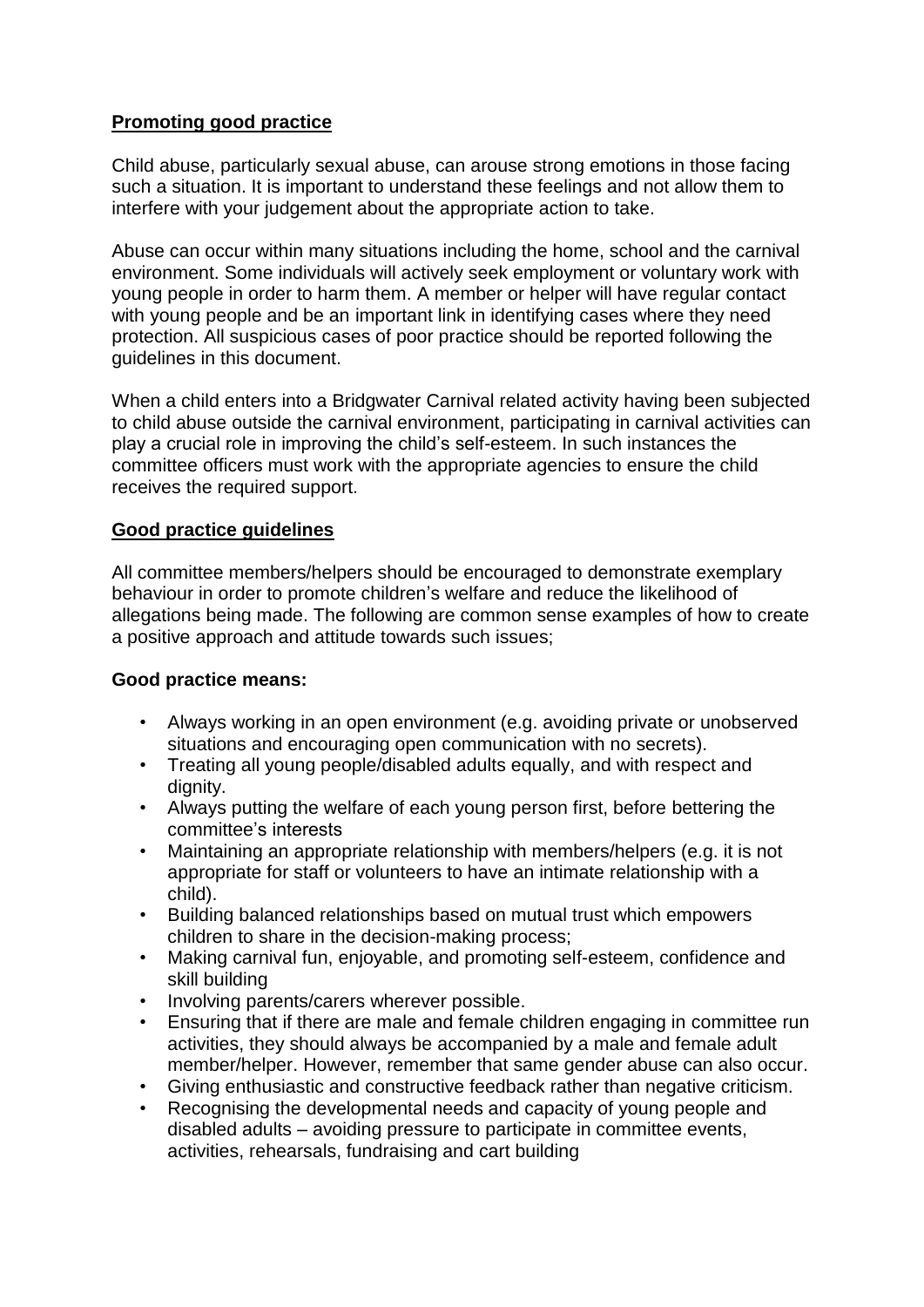## Promoting good practice

Child abuse, particularly sexual abuse, can arouse strong emotions in those facing such a situation. It is important to understand these feelings and not allow them to interfere with your judgement about the appropriate action to take.

Abuse can occur within many situations including the home, school and the carnival environment. Some individuals will actively seek employment or voluntary work with young people in order to harm them. A member or helper will have regular contact with young people and be an important link in identifying cases where they need protection. All suspicious cases of poor practice should be reported following the guidelines in this document.

When a child enters into a Bridgwater Carnival related activity having been subjected to child abuse outside the carnival environment, participating in carnival activities can play a crucial role in improving the child's self-esteem. In such instances the committee officers must work with the appropriate agencies to ensure the child receives the required support.

## Good practice guidelines

All committee members/helpers should be encouraged to demonstrate exemplary behaviour in order to promote children's welfare and reduce the likelihood of allegations being made. The following are common sense examples of how to create a positive approach and attitude towards such issues;

**Good practice means:**

- Always working in an open environment (e.g. avoiding private or unobserved situations and encouraging open communication with no secrets).
- Treating all young people/disabled adults equally, and with respect and dignity.
- Always putting the welfare of each young person first, before bettering the committee's interests
- Maintaining an appropriate relationship with members/helpers (e.g. it is not appropriate for staff or volunteers to have an intimate relationship with a child).
- Building balanced relationships based on mutual trust which empowers children to share in the decision-making process;
- Making carnival fun, enjoyable, and promoting self-esteem, confidence and skill building
- Involving parents/carers wherever possible.
- Ensuring that if there are male and female children engaging in committee run activities, they should always be accompanied by a male and female adult member/helper. However, remember that same gender abuse can also occur.
- Giving enthusiastic and constructive feedback rather than negative criticism.
- Recognising the developmental needs and capacity of young people and disabled adults – avoiding pressure to participate in committee events, activities, rehearsals, fundraising and cart building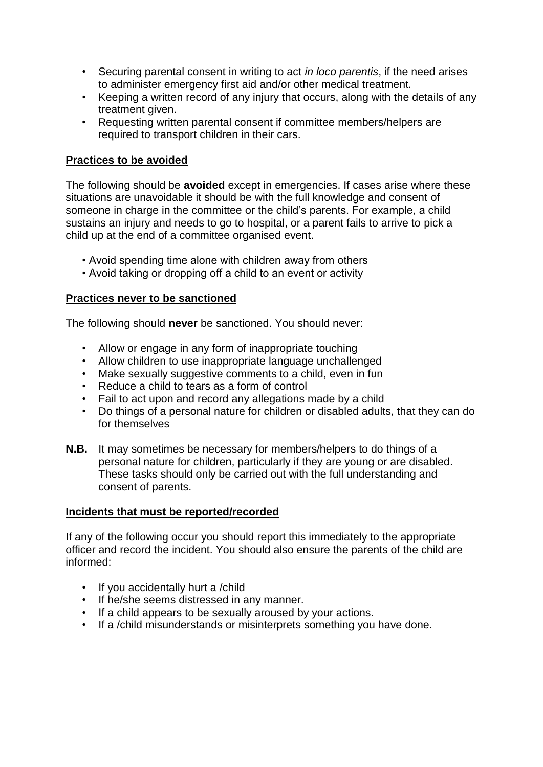- Securing parental consent in writing to act *in loco parentis*, if the need arises to administer emergency first aid and/or other medical treatment.
- Keeping a written record of any injury that occurs, along with the details of any treatment given.
- Requesting written parental consent if committee members/helpers are required to transport children in their cars.

## Practices to be avoided

The following should be **avoided** except in emergencies. If cases arise where these situations are unavoidable it should be with the full knowledge and consent of someone in charge in the committee or the child's parents. For example, a child sustains an injury and needs to go to hospital, or a parent fails to arrive to pick a child up at the end of a committee organised event.

- Avoid spending time alone with children away from others
- Avoid taking or dropping off a child to an event or activity

## Practices never to be sanctioned

The following should **never** be sanctioned. You should never:

- Allow or engage in any form of inappropriate touching
- Allow children to use inappropriate language unchallenged
- Make sexually suggestive comments to a child, even in fun
- Reduce a child to tears as a form of control
- Fail to act upon and record any allegations made by a child
- Do things of a personal nature for children or disabled adults, that they can do for themselves

**N.B.** It may sometimes be necessary for members/helpers to do things of a personal nature for children, particularly if they are young or are disabled. These tasks should only be carried out with the full understanding and consent of parents.

## Incidents that must be reported/recorded

If any of the following occur you should report this immediately to the appropriate officer and record the incident. You should also ensure the parents of the child are informed:

- If you accidentally hurt a /child
- If he/she seems distressed in any manner.
- If a child appears to be sexually aroused by your actions.
- If a /child misunderstands or misinterprets something you have done.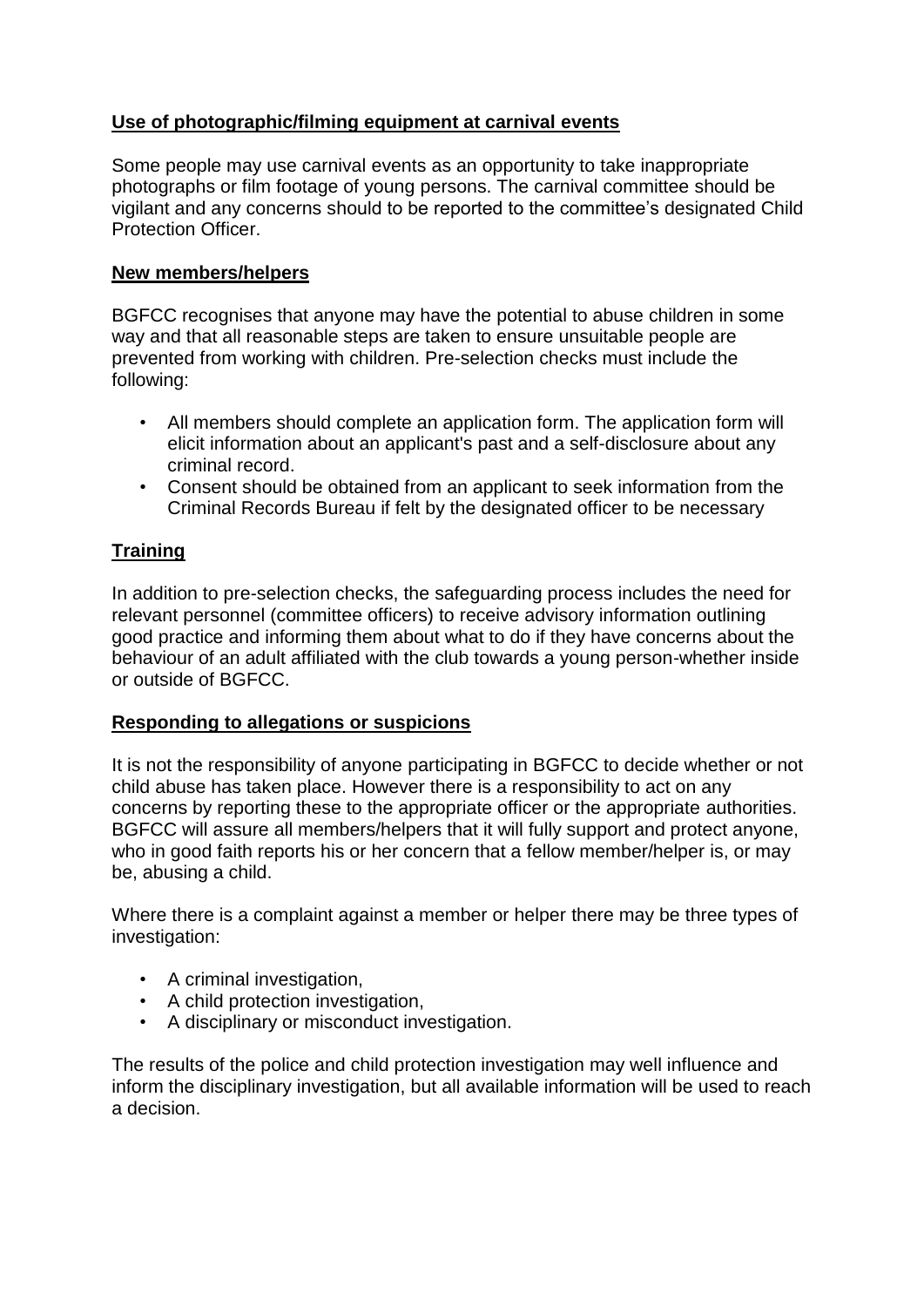## **Use of photographic/filming equipment at carnival events**

Some people may use carnival events as an opportunity to take inappropriate photographs or film footage of young persons. The carnival committee should be vigilant and any concerns should to be reported to the committee's designated Child Protection Officer.

## **New members/helpers**

BGFCC recognises that anyone may have the potential to abuse children in some way and that all reasonable steps are taken to ensure unsuitable people are prevented from working with children. Pre-selection checks must include the following:

- All members should complete an application form. The application form will elicit information about an applicant's past and a self-disclosure about any criminal record.
- Consent should be obtained from an applicant to seek information from the Criminal Records Bureau if felt by the designated officer to be necessary

## **Training**

In addition to pre-selection checks, the safeguarding process includes the need for relevant personnel (committee officers) to receive advisory information outlining good practice and informing them about what to do if they have concerns about the behaviour of an adult affiliated with the club towards a young person-whether inside or outside of BGFCC.

## **Responding to allegations or suspicions**

It is not the responsibility of anyone participating in BGFCC to decide whether or not child abuse has taken place. However there is a responsibility to act on any concerns by reporting these to the appropriate officer or the appropriate authorities. BGFCC will assure all members/helpers that it will fully support and protect anyone, who in good faith reports his or her concern that a fellow member/helper is, or may be, abusing a child.

Where there is a complaint against a member or helper there may be three types of investigation:

- A criminal investigation,
- A child protection investigation,
- A disciplinary or misconduct investigation.

The results of the police and child protection investigation may well influence and inform the disciplinary investigation, but all available information will be used to reach a decision.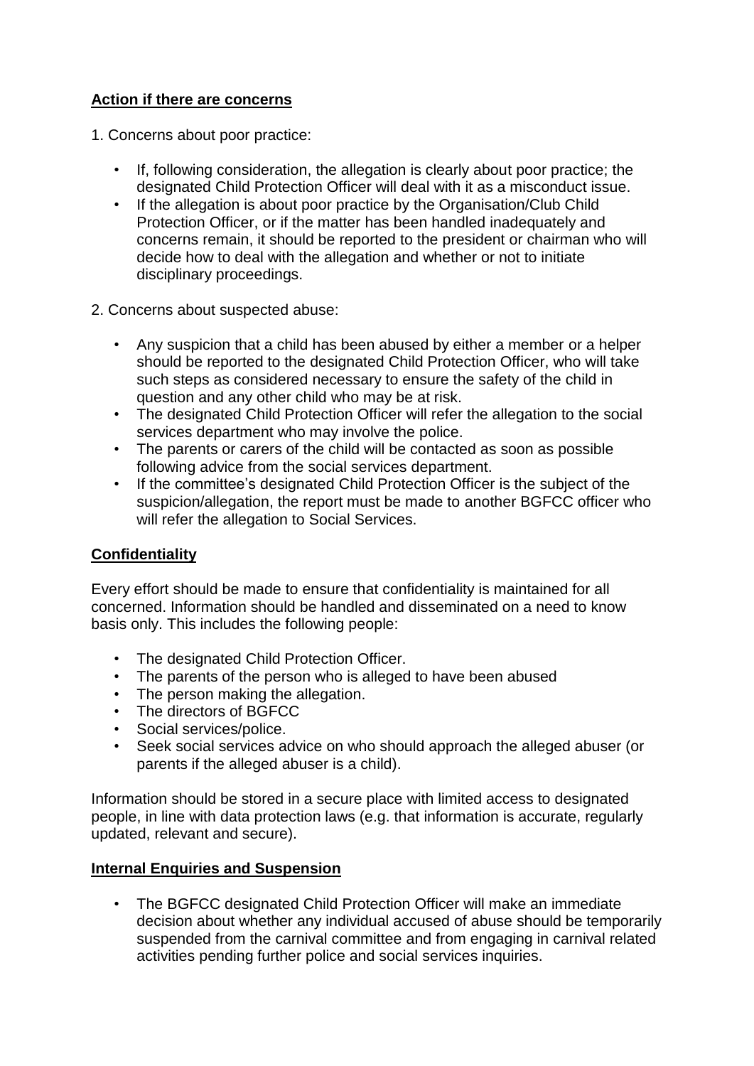**Action if there are concerns**

1. Concerns about poor practice:

- If, following consideration, the allegation is clearly about poor practice; the designated Child Protection Officer will deal with it as a misconduct issue.
- If the allegation is about poor practice by the Organisation/Club Child Protection Officer, or if the matter has been handled inadequately and concerns remain, it should be reported to the president or chairman who will decide how to deal with the allegation and whether or not to initiate disciplinary proceedings.

2. Concerns about suspected abuse:

- Any suspicion that a child has been abused by either a member or a helper should be reported to the designated Child Protection Officer, who will take such steps as considered necessary to ensure the safety of the child in question and any other child who may be at risk.
- The designated Child Protection Officer will refer the allegation to the social services department who may involve the police.
- The parents or carers of the child will be contacted as soon as possible following advice from the social services department.
- If the committee's designated Child Protection Officer is the subject of the suspicion/allegation, the report must be made to another BGFCC officer who will refer the allegation to Social Services.

**Confidentiality**

Every effort should be made to ensure that confidentiality is maintained for all concerned. Information should be handled and disseminated on a need to know basis only. This includes the following people:

- The designated Child Protection Officer.
- The parents of the person who is alleged to have been abused
- The person making the allegation.
- The directors of BGFCC
- Social services/police.
- Seek social services advice on who should approach the alleged abuser (or parents if the alleged abuser is a child).

Information should be stored in a secure place with limited access to designated people, in line with data protection laws (e.g. that information is accurate, regularly updated, relevant and secure).

**Internal Enquiries and Suspension**

- The BGFCC designated Child Protection Officer will make an immediate decision about whether any individual accused of abuse should be temporarily suspended from the carnival committee and from engaging in carnival related activities pending further police and social services inquiries.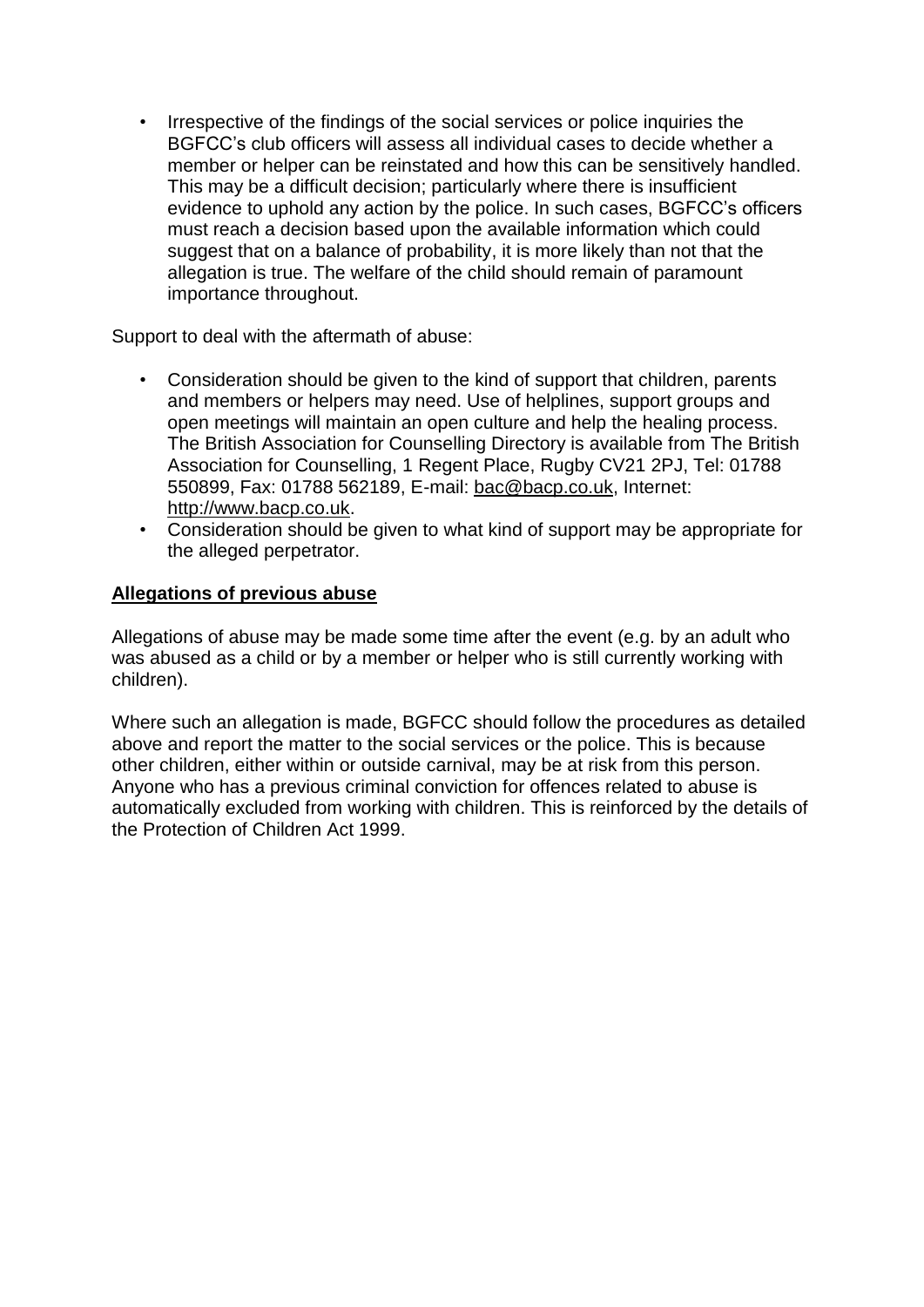- Irrespective of the findings of the social services or police inquiries the BGFCC's club officers will assess all individual cases to decide whether a member or helper can be reinstated and how this can be sensitively handled. This may be a difficult decision; particularly where there is insufficient evidence to uphold any action by the police. In such cases, BGFCC's officers must reach a decision based upon the available information which could suggest that on a balance of probability, it is more likely than not that the allegation is true. The welfare of the child should remain of paramount importance throughout.

Support to deal with the aftermath of abuse:

- Consideration should be given to the kind of support that children, parents and members or helpers may need. Use of helplines, support groups and open meetings will maintain an open culture and help the healing process. The British Association for Counselling Directory is available from The British Association for Counselling, 1 Regent Place, Rugby CV21 2PJ, Tel: 01788 550899, Fax: 01788 562189, E-mail: bac@bacp.co.uk, Internet: http://www.bacp.co.uk.
- Consideration should be given to what kind of support may be appropriate for the alleged perpetrator.

**Allegations of previous abuse**

Allegations of abuse may be made some time after the event (e.g. by an adult who was abused as a child or by a member or helper who is still currently working with children).

Where such an allegation is made, BGFCC should follow the procedures as detailed above and report the matter to the social services or the police. This is because other children, either within or outside carnival, may be at risk from this person. Anyone who has a previous criminal conviction for offences related to abuse is automatically excluded from working with children. This is reinforced by the details of the Protection of Children Act 1999.